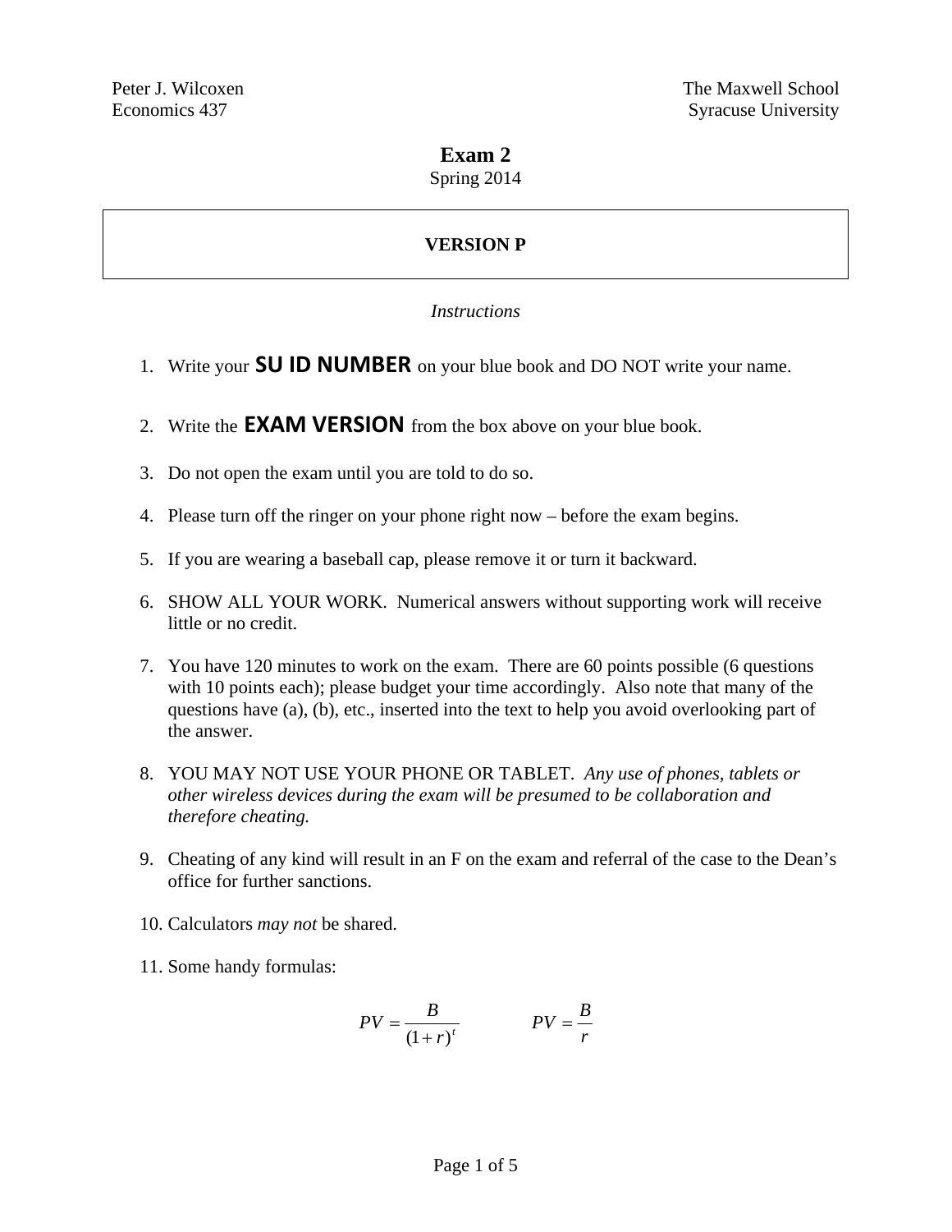Peter J. Wilcoxen
Economics 437

The Maxwell School
Syracuse University

# Exam 2

Spring 2014

**VERSION P**

*Instructions*

1. Write your **SU ID NUMBER** on your blue book and DO NOT write your name.
2. Write the **EXAM VERSION** from the box above on your blue book.
3. Do not open the exam until you are told to do so.
4. Please turn off the ringer on your phone right now – before the exam begins.
5. If you are wearing a baseball cap, please remove it or turn it backward.
6. SHOW ALL YOUR WORK. Numerical answers without supporting work will receive little or no credit.
7. You have 120 minutes to work on the exam. There are 60 points possible (6 questions with 10 points each); please budget your time accordingly. Also note that many of the questions have (a), (b), etc., inserted into the text to help you avoid overlooking part of the answer.
8. YOU MAY NOT USE YOUR PHONE OR TABLET. *Any use of phones, tablets or other wireless devices during the exam will be presumed to be collaboration and therefore cheating.*
9. Cheating of any kind will result in an F on the exam and referral of the case to the Dean's office for further sanctions.
10. Calculators *may not* be shared.
11. Some handy formulas:

$$PV = \frac{B}{(1+r)^t} \qquad PV = \frac{B}{r}$$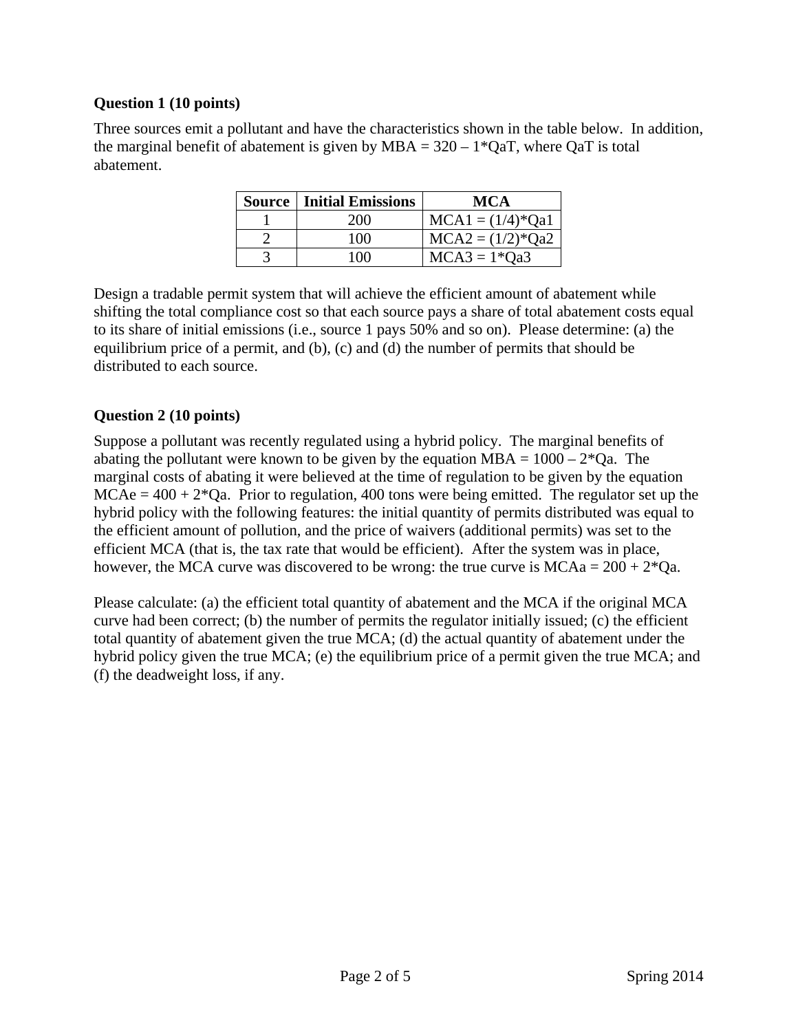**Question 1 (10 points)**

Three sources emit a pollutant and have the characteristics shown in the table below. In addition, the marginal benefit of abatement is given by $MBA = 320 - 1*QaT$, where $QaT$ is total abatement.

| Source | Initial Emissions | MCA |
|---|---|---|
| 1 | 200 | $MCA1 = (1/4)*Qa1$ |
| 2 | 100 | $MCA2 = (1/2)*Qa2$ |
| 3 | 100 | $MCA3 = 1*Qa3$ |

Design a tradable permit system that will achieve the efficient amount of abatement while shifting the total compliance cost so that each source pays a share of total abatement costs equal to its share of initial emissions (i.e., source 1 pays 50% and so on). Please determine: (a) the equilibrium price of a permit, and (b), (c) and (d) the number of permits that should be distributed to each source.

**Question 2 (10 points)**

Suppose a pollutant was recently regulated using a hybrid policy. The marginal benefits of abating the pollutant were known to be given by the equation $MBA = 1000 - 2*Qa$. The marginal costs of abating it were believed at the time of regulation to be given by the equation $MCAe = 400 + 2*Qa$. Prior to regulation, 400 tons were being emitted. The regulator set up the hybrid policy with the following features: the initial quantity of permits distributed was equal to the efficient amount of pollution, and the price of waivers (additional permits) was set to the efficient MCA (that is, the tax rate that would be efficient). After the system was in place, however, the MCA curve was discovered to be wrong: the true curve is $MCAa = 200 + 2*Qa$.

Please calculate: (a) the efficient total quantity of abatement and the MCA if the original MCA curve had been correct; (b) the number of permits the regulator initially issued; (c) the efficient total quantity of abatement given the true MCA; (d) the actual quantity of abatement under the hybrid policy given the true MCA; (e) the equilibrium price of a permit given the true MCA; and (f) the deadweight loss, if any.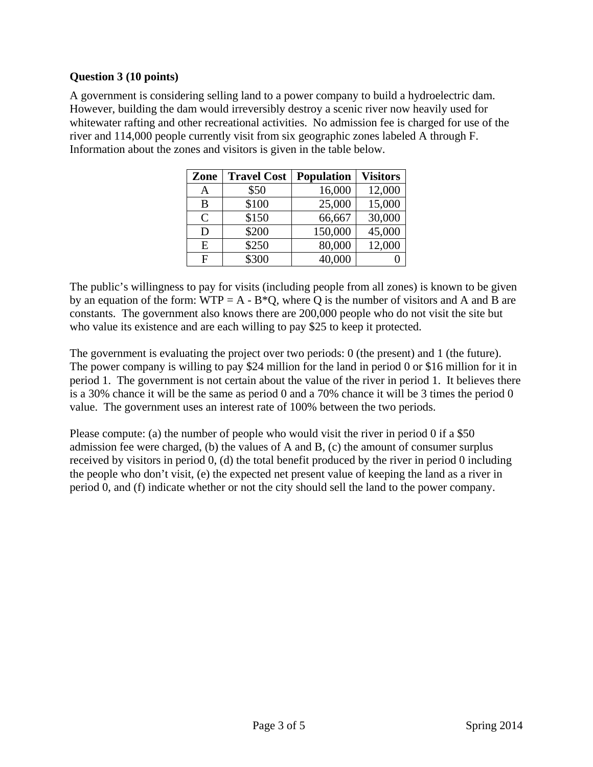**Question 3 (10 points)**

A government is considering selling land to a power company to build a hydroelectric dam. However, building the dam would irreversibly destroy a scenic river now heavily used for whitewater rafting and other recreational activities. No admission fee is charged for use of the river and 114,000 people currently visit from six geographic zones labeled A through F. Information about the zones and visitors is given in the table below.

| Zone | Travel Cost | Population | Visitors |
|---|---|---|---|
| A | \$50 | 16,000 | 12,000 |
| B | \$100 | 25,000 | 15,000 |
| C | \$150 | 66,667 | 30,000 |
| D | \$200 | 150,000 | 45,000 |
| E | \$250 | 80,000 | 12,000 |
| F | \$300 | 40,000 | 0 |

The public's willingness to pay for visits (including people from all zones) is known to be given by an equation of the form: WTP = A - B*Q, where Q is the number of visitors and A and B are constants. The government also knows there are 200,000 people who do not visit the site but who value its existence and are each willing to pay \$25 to keep it protected.

The government is evaluating the project over two periods: 0 (the present) and 1 (the future). The power company is willing to pay \$24 million for the land in period 0 or \$16 million for it in period 1. The government is not certain about the value of the river in period 1. It believes there is a 30% chance it will be the same as period 0 and a 70% chance it will be 3 times the period 0 value. The government uses an interest rate of 100% between the two periods.

Please compute: (a) the number of people who would visit the river in period 0 if a \$50 admission fee were charged, (b) the values of A and B, (c) the amount of consumer surplus received by visitors in period 0, (d) the total benefit produced by the river in period 0 including the people who don't visit, (e) the expected net present value of keeping the land as a river in period 0, and (f) indicate whether or not the city should sell the land to the power company.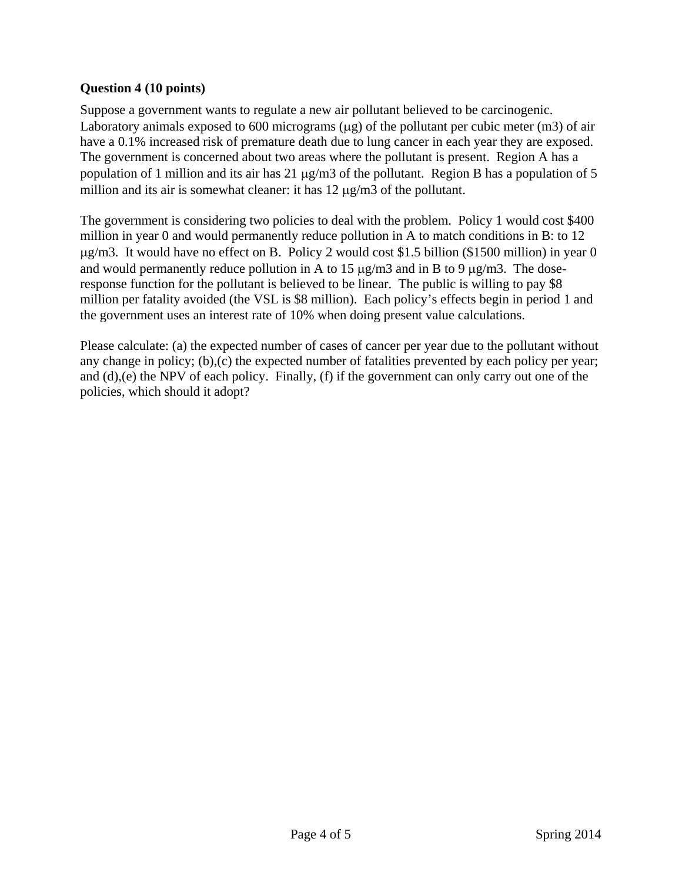**Question 4 (10 points)**

Suppose a government wants to regulate a new air pollutant believed to be carcinogenic. Laboratory animals exposed to 600 micrograms (μg) of the pollutant per cubic meter (m3) of air have a 0.1% increased risk of premature death due to lung cancer in each year they are exposed. The government is concerned about two areas where the pollutant is present. Region A has a population of 1 million and its air has 21 μg/m3 of the pollutant. Region B has a population of 5 million and its air is somewhat cleaner: it has 12 μg/m3 of the pollutant.

The government is considering two policies to deal with the problem. Policy 1 would cost $400 million in year 0 and would permanently reduce pollution in A to match conditions in B: to 12 μg/m3. It would have no effect on B. Policy 2 would cost $1.5 billion ($1500 million) in year 0 and would permanently reduce pollution in A to 15 μg/m3 and in B to 9 μg/m3. The dose-response function for the pollutant is believed to be linear. The public is willing to pay $8 million per fatality avoided (the VSL is $8 million). Each policy's effects begin in period 1 and the government uses an interest rate of 10% when doing present value calculations.

Please calculate: (a) the expected number of cases of cancer per year due to the pollutant without any change in policy; (b),(c) the expected number of fatalities prevented by each policy per year; and (d),(e) the NPV of each policy. Finally, (f) if the government can only carry out one of the policies, which should it adopt?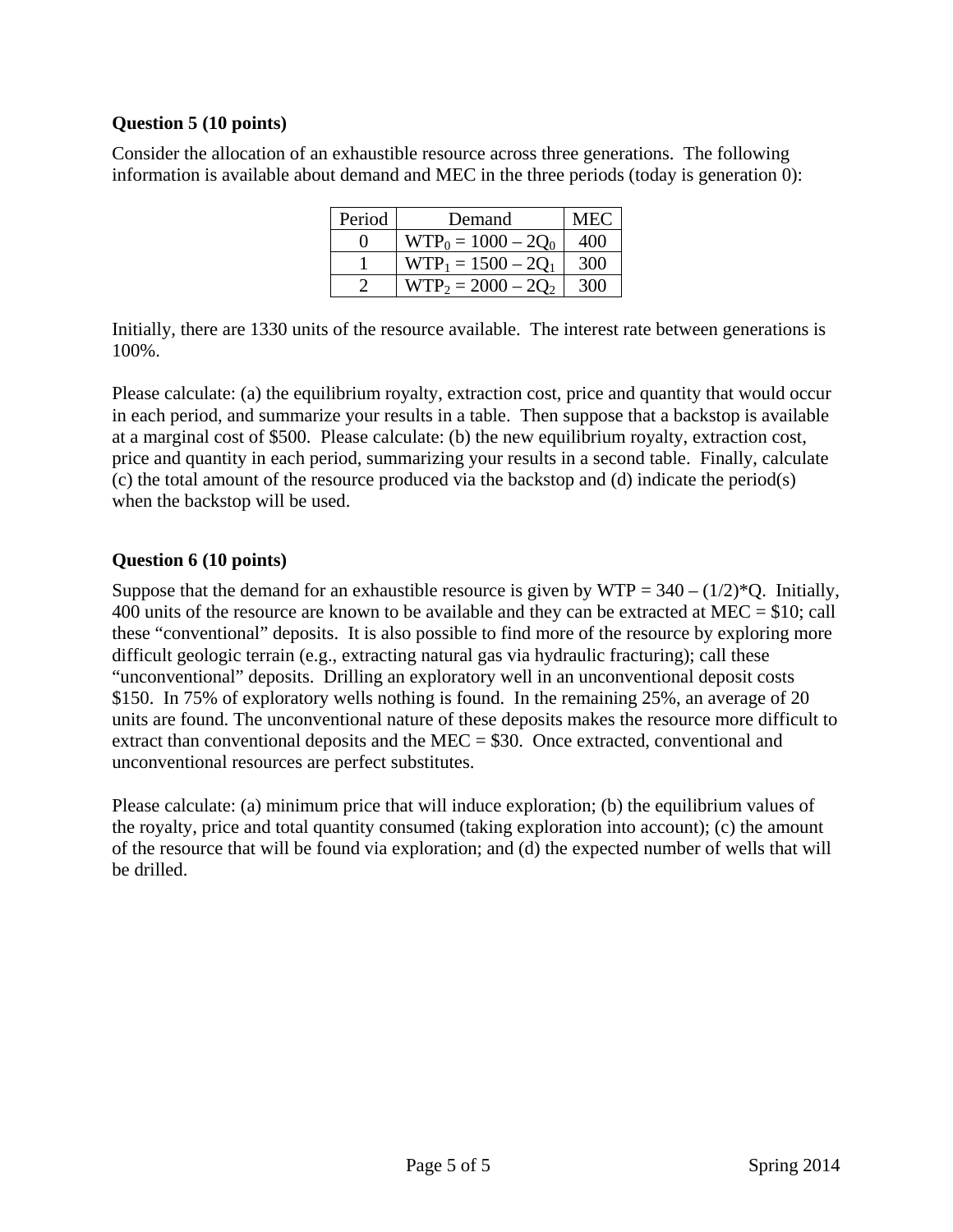**Question 5 (10 points)**

Consider the allocation of an exhaustible resource across three generations. The following information is available about demand and MEC in the three periods (today is generation 0):

| Period | Demand | MEC |
|---|---|---|
| 0 | $WTP_0 = 1000 - 2Q_0$ | 400 |
| 1 | $WTP_1 = 1500 - 2Q_1$ | 300 |
| 2 | $WTP_2 = 2000 - 2Q_2$ | 300 |

Initially, there are 1330 units of the resource available. The interest rate between generations is 100%.

Please calculate: (a) the equilibrium royalty, extraction cost, price and quantity that would occur in each period, and summarize your results in a table. Then suppose that a backstop is available at a marginal cost of $500. Please calculate: (b) the new equilibrium royalty, extraction cost, price and quantity in each period, summarizing your results in a second table. Finally, calculate (c) the total amount of the resource produced via the backstop and (d) indicate the period(s) when the backstop will be used.

**Question 6 (10 points)**

Suppose that the demand for an exhaustible resource is given by WTP = 340 – (1/2)*Q. Initially, 400 units of the resource are known to be available and they can be extracted at MEC = $10; call these "conventional" deposits. It is also possible to find more of the resource by exploring more difficult geologic terrain (e.g., extracting natural gas via hydraulic fracturing); call these "unconventional" deposits. Drilling an exploratory well in an unconventional deposit costs $150. In 75% of exploratory wells nothing is found. In the remaining 25%, an average of 20 units are found. The unconventional nature of these deposits makes the resource more difficult to extract than conventional deposits and the MEC = $30. Once extracted, conventional and unconventional resources are perfect substitutes.

Please calculate: (a) minimum price that will induce exploration; (b) the equilibrium values of the royalty, price and total quantity consumed (taking exploration into account); (c) the amount of the resource that will be found via exploration; and (d) the expected number of wells that will be drilled.